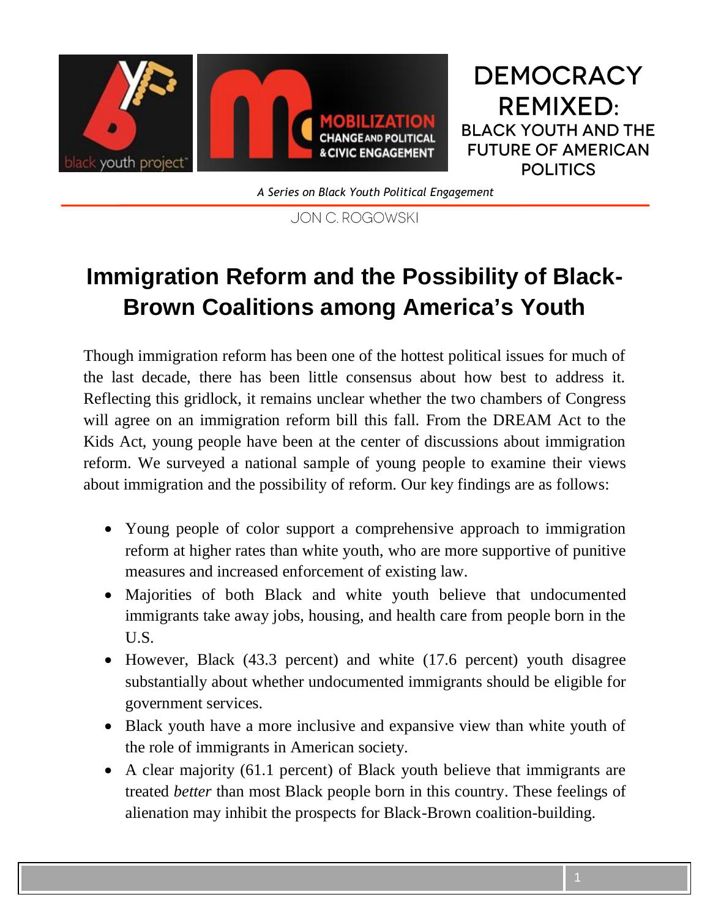# DEMOCRACY REMIXED: BLACK YOUTH AND THE FUTURE OF AMERICAN POLITICS

*A Series on Black Youth Political Engagement*

JON C. ROGOWSKI

## Immigration Reform and the Possibility of Black-Brown Coalitions among America's Youth

Though immigration reform has been one of the hottest political issues for much of the last decade, there has been little consensus about how best to address it. Reflecting this gridlock, it remains unclear whether the two chambers of Congress will agree on an immigration reform bill this fall. From the DREAM Act to the Kids Act, young people have been at the center of discussions about immigration reform. We surveyed a national sample of young people to examine their views about immigration and the possibility of reform. Our key findings are as follows:

- Young people of color support a comprehensive approach to immigration reform at higher rates than white youth, who are more supportive of punitive measures and increased enforcement of existing law.
- Majorities of both Black and white youth believe that undocumented immigrants take away jobs, housing, and health care from people born in the U.S.
- However, Black (43.3 percent) and white (17.6 percent) youth disagree substantially about whether undocumented immigrants should be eligible for government services.
- Black youth have a more inclusive and expansive view than white youth of the role of immigrants in American society.
- A clear majority (61.1 percent) of Black youth believe that immigrants are treated *better* than most Black people born in this country. These feelings of alienation may inhibit the prospects for Black-Brown coalition-building.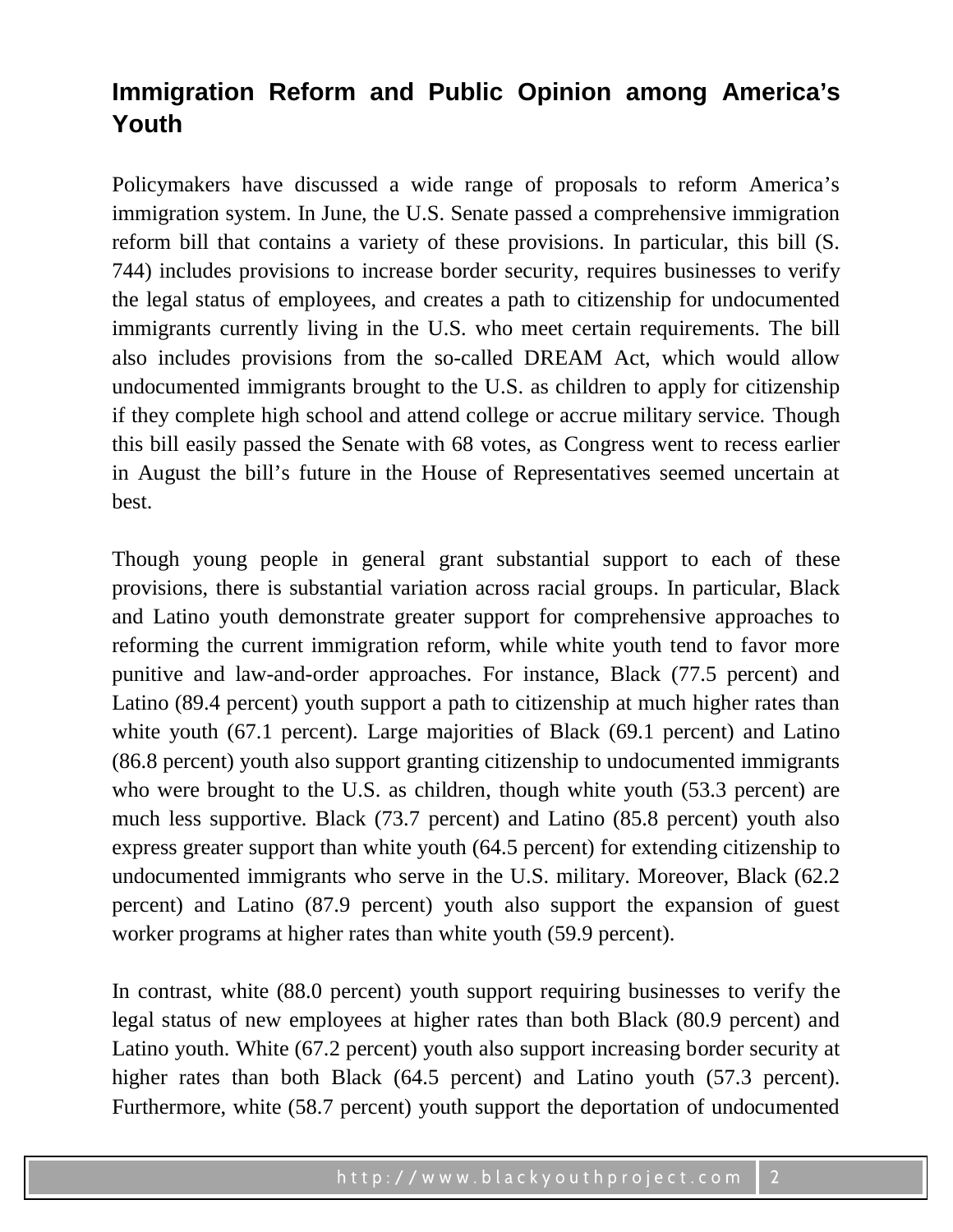## Immigration Reform and Public Opinion among America's Youth

Policymakers have discussed a wide range of proposals to reform America's immigration system. In June, the U.S. Senate passed a comprehensive immigration reform bill that contains a variety of these provisions. In particular, this bill (S. 744) includes provisions to increase border security, requires businesses to verify the legal status of employees, and creates a path to citizenship for undocumented immigrants currently living in the U.S. who meet certain requirements. The bill also includes provisions from the so-called DREAM Act, which would allow undocumented immigrants brought to the U.S. as children to apply for citizenship if they complete high school and attend college or accrue military service. Though this bill easily passed the Senate with 68 votes, as Congress went to recess earlier in August the bill's future in the House of Representatives seemed uncertain at best.

Though young people in general grant substantial support to each of these provisions, there is substantial variation across racial groups. In particular, Black and Latino youth demonstrate greater support for comprehensive approaches to reforming the current immigration reform, while white youth tend to favor more punitive and law-and-order approaches. For instance, Black (77.5 percent) and Latino (89.4 percent) youth support a path to citizenship at much higher rates than white youth (67.1 percent). Large majorities of Black (69.1 percent) and Latino (86.8 percent) youth also support granting citizenship to undocumented immigrants who were brought to the U.S. as children, though white youth (53.3 percent) are much less supportive. Black (73.7 percent) and Latino (85.8 percent) youth also express greater support than white youth (64.5 percent) for extending citizenship to undocumented immigrants who serve in the U.S. military. Moreover, Black (62.2 percent) and Latino (87.9 percent) youth also support the expansion of guest worker programs at higher rates than white youth (59.9 percent).

In contrast, white (88.0 percent) youth support requiring businesses to verify the legal status of new employees at higher rates than both Black (80.9 percent) and Latino youth. White (67.2 percent) youth also support increasing border security at higher rates than both Black (64.5 percent) and Latino youth (57.3 percent). Furthermore, white (58.7 percent) youth support the deportation of undocumented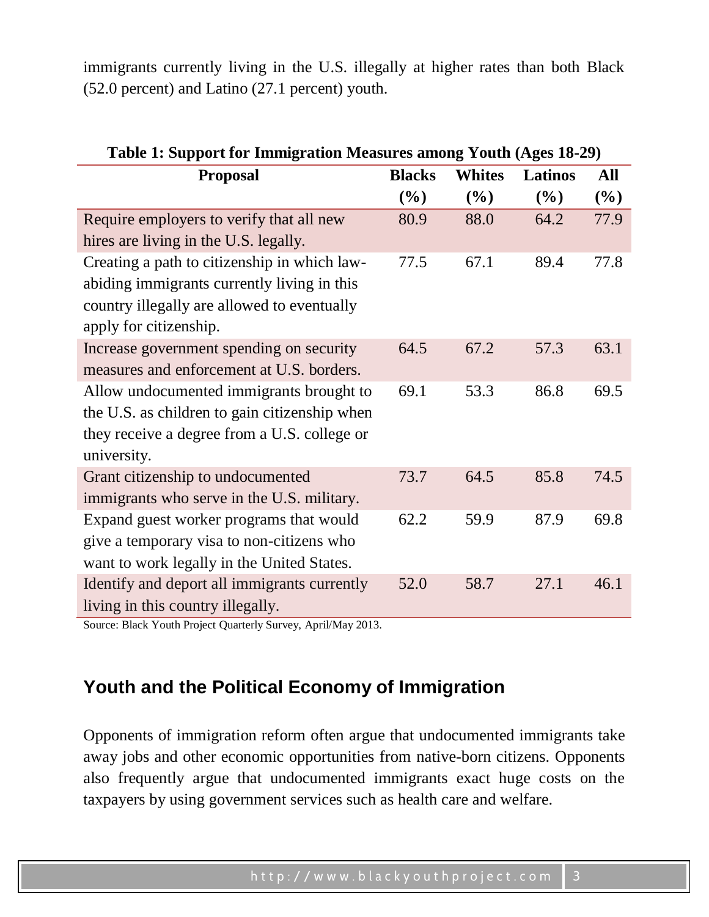immigrants currently living in the U.S. illegally at higher rates than both Black (52.0 percent) and Latino (27.1 percent) youth.

**Table 1: Support for Immigration Measures among Youth (Ages 18-29)**

| Proposal | Blacks (%) | Whites (%) | Latinos (%) | All (%) |
|---|---|---|---|---|
| Require employers to verify that all new hires are living in the U.S. legally. | 80.9 | 88.0 | 64.2 | 77.9 |
| Creating a path to citizenship in which law-abiding immigrants currently living in this country illegally are allowed to eventually apply for citizenship. | 77.5 | 67.1 | 89.4 | 77.8 |
| Increase government spending on security measures and enforcement at U.S. borders. | 64.5 | 67.2 | 57.3 | 63.1 |
| Allow undocumented immigrants brought to the U.S. as children to gain citizenship when they receive a degree from a U.S. college or university. | 69.1 | 53.3 | 86.8 | 69.5 |
| Grant citizenship to undocumented immigrants who serve in the U.S. military. | 73.7 | 64.5 | 85.8 | 74.5 |
| Expand guest worker programs that would give a temporary visa to non-citizens who want to work legally in the United States. | 62.2 | 59.9 | 87.9 | 69.8 |
| Identify and deport all immigrants currently living in this country illegally. | 52.0 | 58.7 | 27.1 | 46.1 |

Source: Black Youth Project Quarterly Survey, April/May 2013.

## Youth and the Political Economy of Immigration

Opponents of immigration reform often argue that undocumented immigrants take away jobs and other economic opportunities from native-born citizens. Opponents also frequently argue that undocumented immigrants exact huge costs on the taxpayers by using government services such as health care and welfare.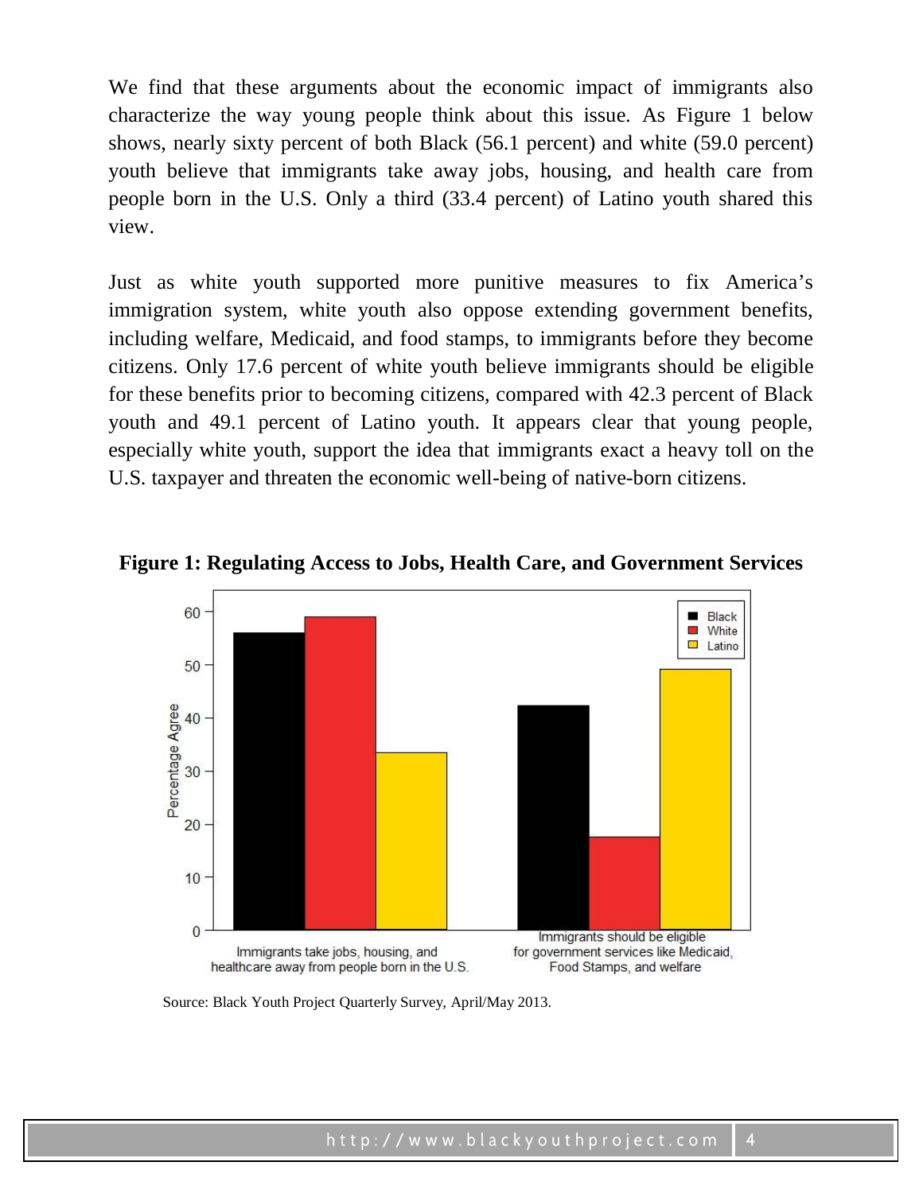We find that these arguments about the economic impact of immigrants also characterize the way young people think about this issue. As Figure 1 below shows, nearly sixty percent of both Black (56.1 percent) and white (59.0 percent) youth believe that immigrants take away jobs, housing, and health care from people born in the U.S. Only a third (33.4 percent) of Latino youth shared this view.

Just as white youth supported more punitive measures to fix America's immigration system, white youth also oppose extending government benefits, including welfare, Medicaid, and food stamps, to immigrants before they become citizens. Only 17.6 percent of white youth believe immigrants should be eligible for these benefits prior to becoming citizens, compared with 42.3 percent of Black youth and 49.1 percent of Latino youth. It appears clear that young people, especially white youth, support the idea that immigrants exact a heavy toll on the U.S. taxpayer and threaten the economic well-being of native-born citizens.

**Figure 1: Regulating Access to Jobs, Health Care, and Government Services**

Source: Black Youth Project Quarterly Survey, April/May 2013.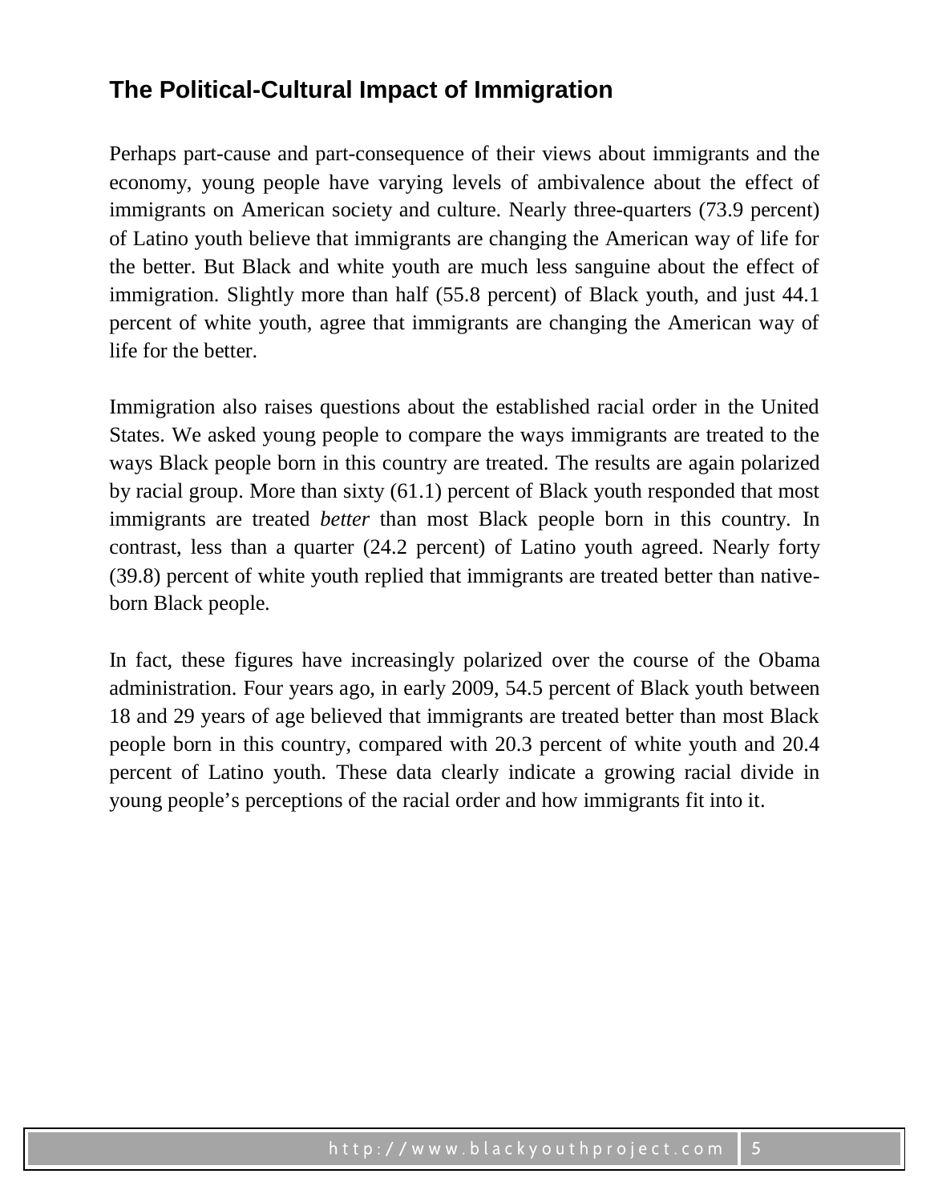## The Political-Cultural Impact of Immigration

Perhaps part-cause and part-consequence of their views about immigrants and the economy, young people have varying levels of ambivalence about the effect of immigrants on American society and culture. Nearly three-quarters (73.9 percent) of Latino youth believe that immigrants are changing the American way of life for the better. But Black and white youth are much less sanguine about the effect of immigration. Slightly more than half (55.8 percent) of Black youth, and just 44.1 percent of white youth, agree that immigrants are changing the American way of life for the better.

Immigration also raises questions about the established racial order in the United States. We asked young people to compare the ways immigrants are treated to the ways Black people born in this country are treated. The results are again polarized by racial group. More than sixty (61.1) percent of Black youth responded that most immigrants are treated *better* than most Black people born in this country. In contrast, less than a quarter (24.2 percent) of Latino youth agreed. Nearly forty (39.8) percent of white youth replied that immigrants are treated better than native-born Black people.

In fact, these figures have increasingly polarized over the course of the Obama administration. Four years ago, in early 2009, 54.5 percent of Black youth between 18 and 29 years of age believed that immigrants are treated better than most Black people born in this country, compared with 20.3 percent of white youth and 20.4 percent of Latino youth. These data clearly indicate a growing racial divide in young people's perceptions of the racial order and how immigrants fit into it.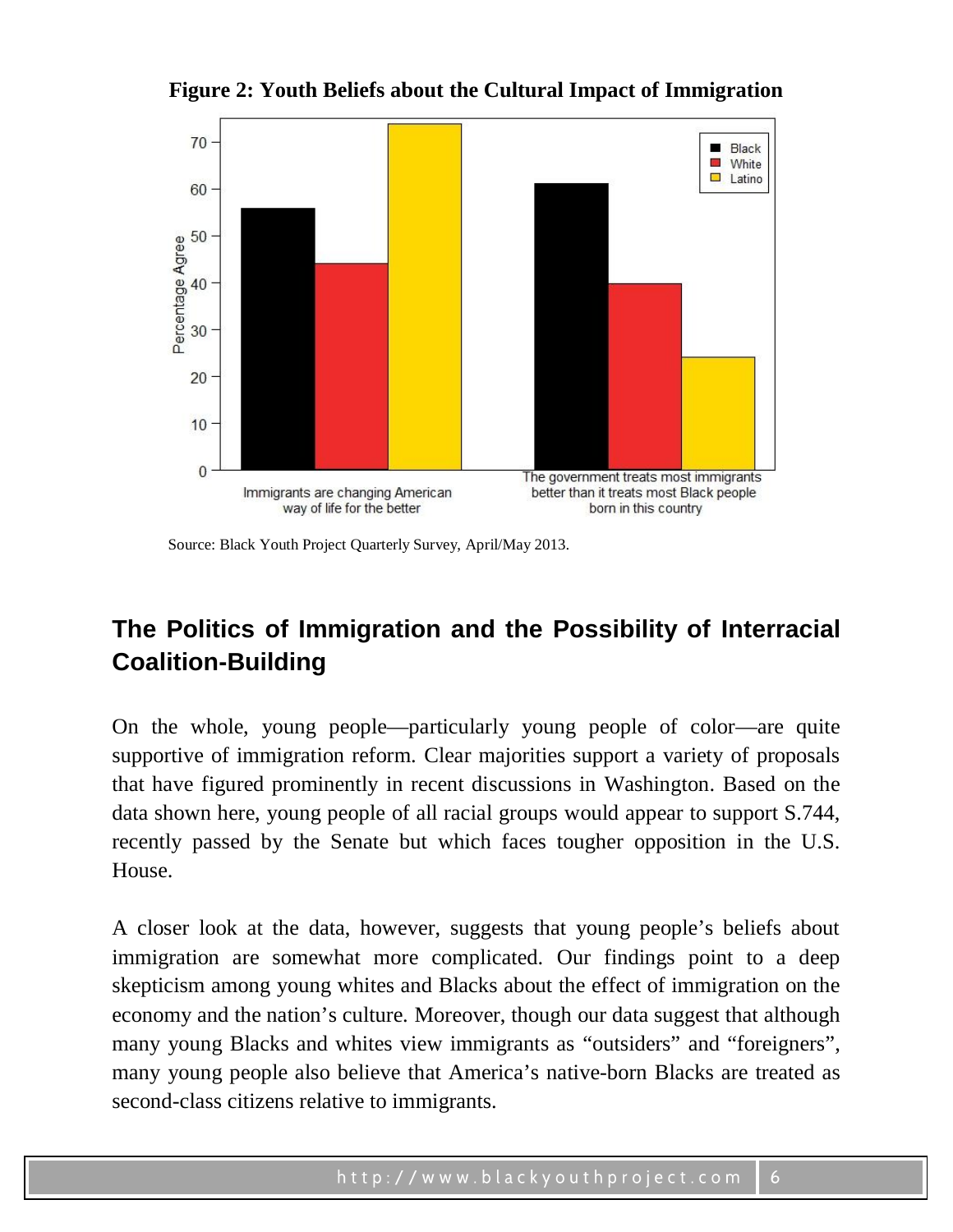**Figure 2: Youth Beliefs about the Cultural Impact of Immigration**

Source: Black Youth Project Quarterly Survey, April/May 2013.

## The Politics of Immigration and the Possibility of Interracial Coalition-Building

On the whole, young people—particularly young people of color—are quite supportive of immigration reform. Clear majorities support a variety of proposals that have figured prominently in recent discussions in Washington. Based on the data shown here, young people of all racial groups would appear to support S.744, recently passed by the Senate but which faces tougher opposition in the U.S. House.

A closer look at the data, however, suggests that young people's beliefs about immigration are somewhat more complicated. Our findings point to a deep skepticism among young whites and Blacks about the effect of immigration on the economy and the nation's culture. Moreover, though our data suggest that although many young Blacks and whites view immigrants as "outsiders" and "foreigners", many young people also believe that America's native-born Blacks are treated as second-class citizens relative to immigrants.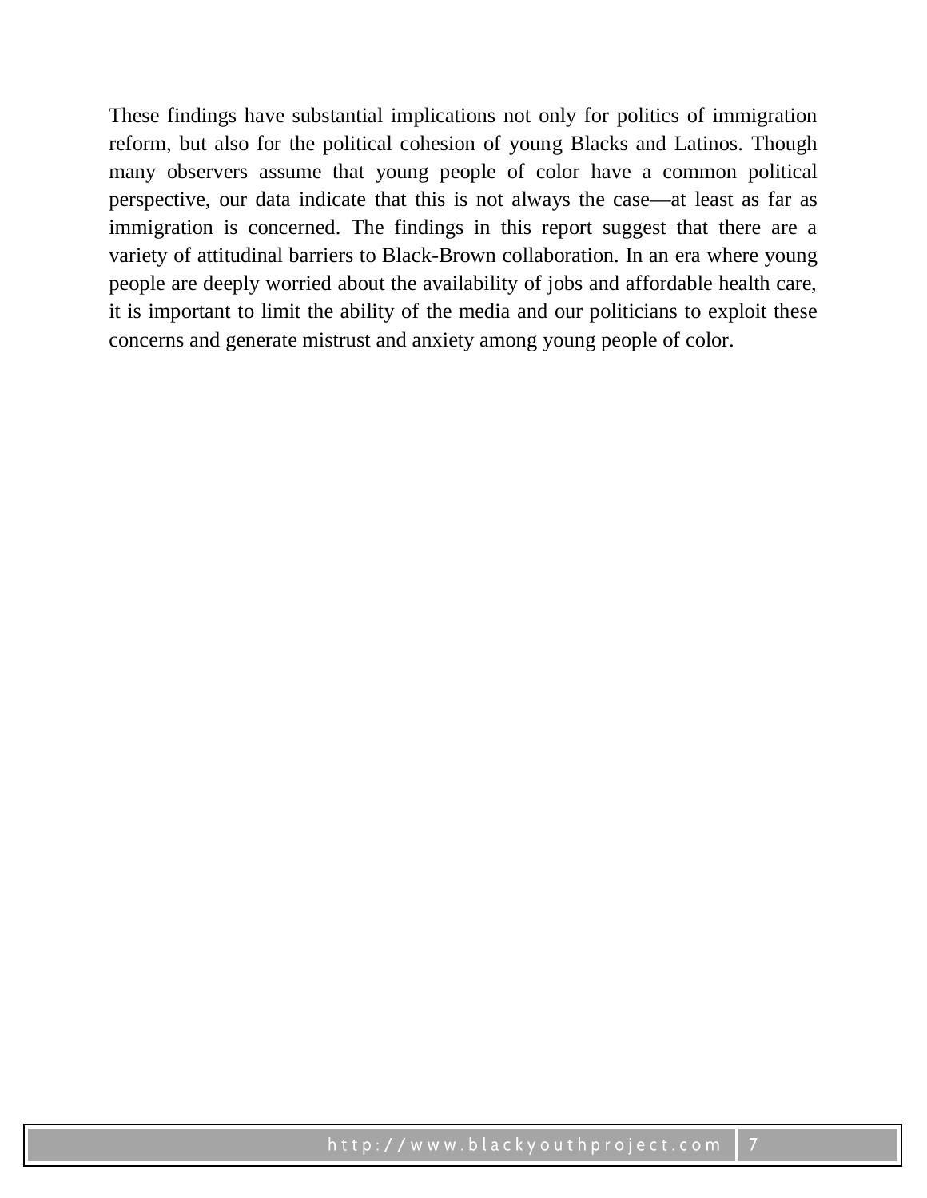These findings have substantial implications not only for politics of immigration reform, but also for the political cohesion of young Blacks and Latinos. Though many observers assume that young people of color have a common political perspective, our data indicate that this is not always the case—at least as far as immigration is concerned. The findings in this report suggest that there are a variety of attitudinal barriers to Black-Brown collaboration. In an era where young people are deeply worried about the availability of jobs and affordable health care, it is important to limit the ability of the media and our politicians to exploit these concerns and generate mistrust and anxiety among young people of color.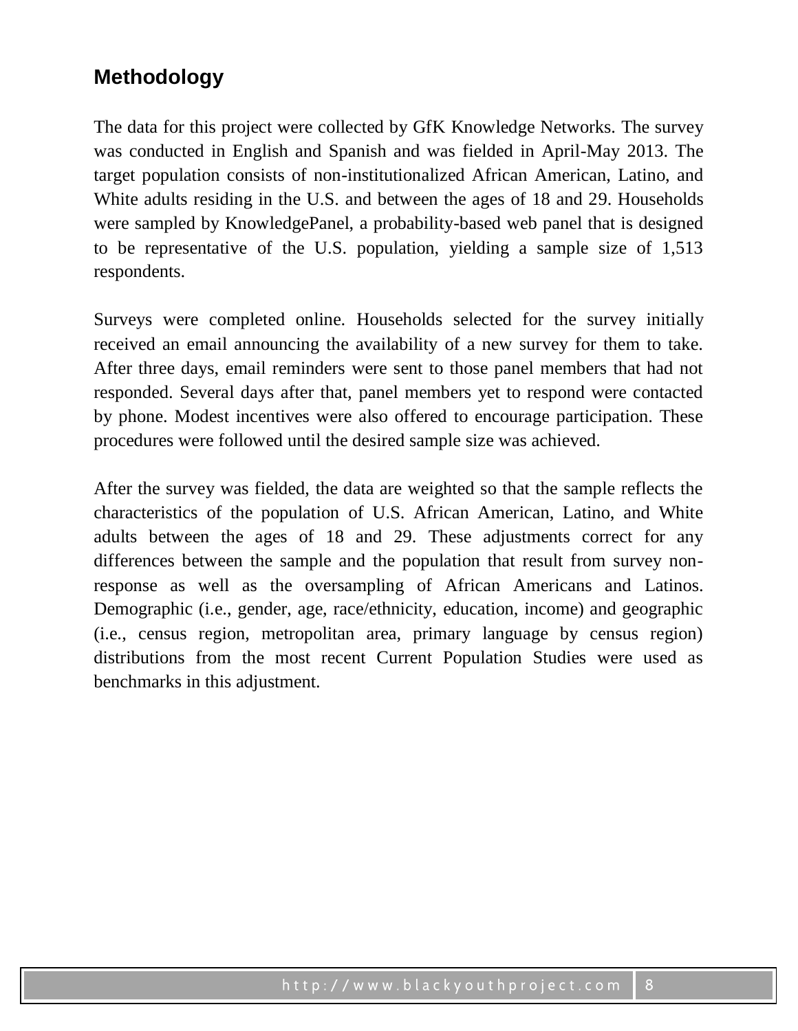## Methodology

The data for this project were collected by GfK Knowledge Networks. The survey was conducted in English and Spanish and was fielded in April-May 2013. The target population consists of non-institutionalized African American, Latino, and White adults residing in the U.S. and between the ages of 18 and 29. Households were sampled by KnowledgePanel, a probability-based web panel that is designed to be representative of the U.S. population, yielding a sample size of 1,513 respondents.

Surveys were completed online. Households selected for the survey initially received an email announcing the availability of a new survey for them to take. After three days, email reminders were sent to those panel members that had not responded. Several days after that, panel members yet to respond were contacted by phone. Modest incentives were also offered to encourage participation. These procedures were followed until the desired sample size was achieved.

After the survey was fielded, the data are weighted so that the sample reflects the characteristics of the population of U.S. African American, Latino, and White adults between the ages of 18 and 29. These adjustments correct for any differences between the sample and the population that result from survey non-response as well as the oversampling of African Americans and Latinos. Demographic (i.e., gender, age, race/ethnicity, education, income) and geographic (i.e., census region, metropolitan area, primary language by census region) distributions from the most recent Current Population Studies were used as benchmarks in this adjustment.